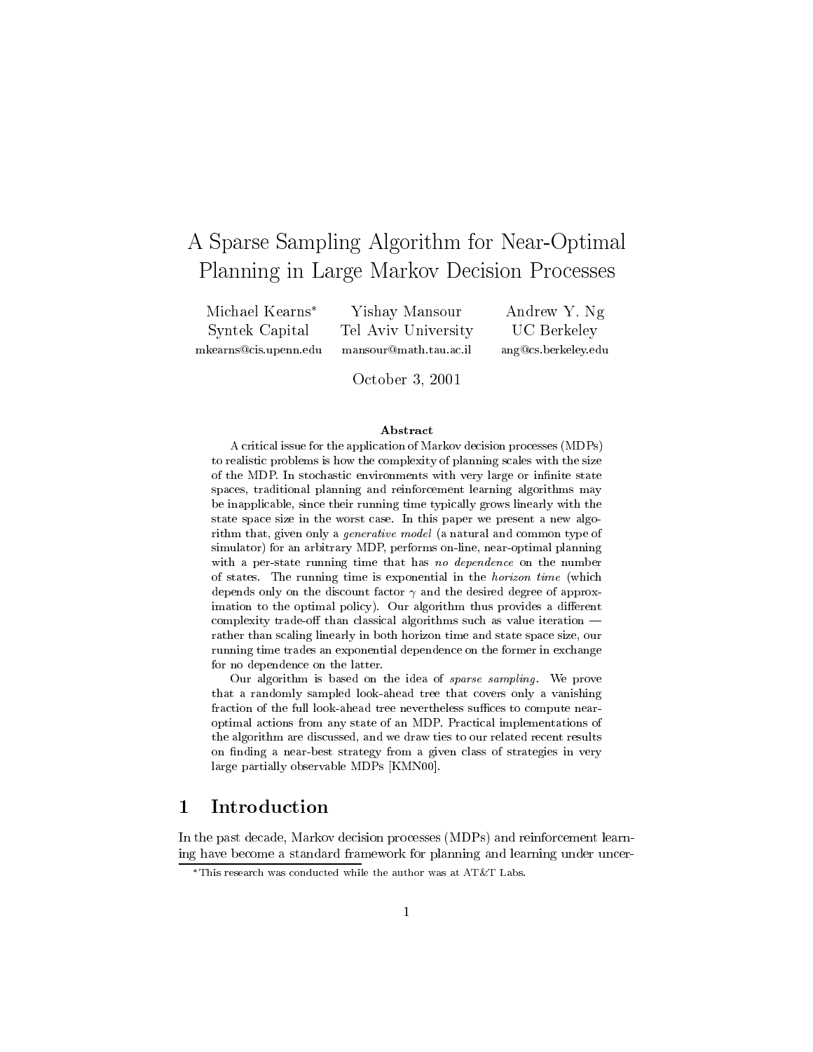# A Sparse Sampling Algorithm for Near-Optimal Planning in Large Markov Decision Processes

Michael Kearns* — Syntek Capital — mkearns@cis.upenn.edu

Yishay Mansour — Tel Aviv University — mansour@math.tau.ac.il

Andrew Y. Ng — UC Berkeley — ang@cs.berkeley.edu

October 3, 2001

### Abstract

A critical issue for the application of Markov decision processes (MDPs) to realistic problems is how the complexity of planning scales with the size of the MDP. In stochastic environments with very large or infinite state spaces, traditional planning and reinforcement learning algorithms may be inapplicable, since their running time typically grows linearly with the state space size in the worst case. In this paper we present a new algorithm that, given only a *generative model* (a natural and common type of simulator) for an arbitrary MDP, performs on-line, near-optimal planning with a per-state running time that has *no dependence* on the number of states. The running time is exponential in the *horizon time* (which depends only on the discount factor $\gamma$ and the desired degree of approximation to the optimal policy). Our algorithm thus provides a different complexity trade-off than classical algorithms such as value iteration — rather than scaling linearly in both horizon time and state space size, our running time trades an exponential dependence on the former in exchange for no dependence on the latter.

Our algorithm is based on the idea of *sparse sampling*. We prove that a randomly sampled look-ahead tree that covers only a vanishing fraction of the full look-ahead tree nevertheless suffices to compute near-optimal actions from any state of an MDP. Practical implementations of the algorithm are discussed, and we draw ties to our related recent results on finding a near-best strategy from a given class of strategies in very large partially observable MDPs [KMN00].

## 1 Introduction

In the past decade, Markov decision processes (MDPs) and reinforcement learning have become a standard framework for planning and learning under uncer-

*This research was conducted while the author was at AT&T Labs.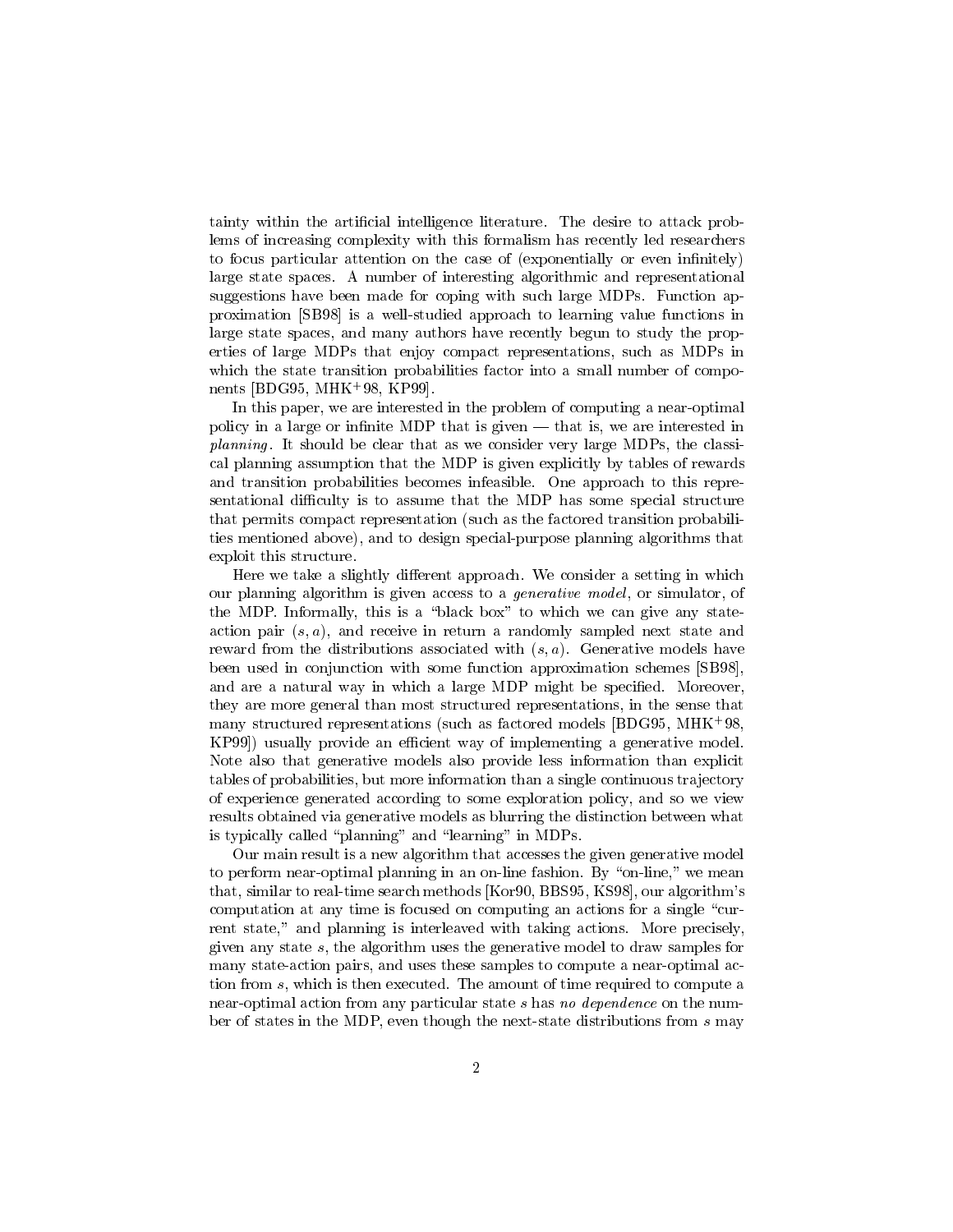tainty within the artificial intelligence literature. The desire to attack problems of increasing complexity with this formalism has recently led researchers to focus particular attention on the case of (exponentially or even infinitely) large state spaces. A number of interesting algorithmic and representational suggestions have been made for coping with such large MDPs. Function approximation [SB98] is a well-studied approach to learning value functions in large state spaces, and many authors have recently begun to study the properties of large MDPs that enjoy compact representations, such as MDPs in which the state transition probabilities factor into a small number of components [BDG95, MHK+98, KP99].

In this paper, we are interested in the problem of computing a near-optimal policy in a large or infinite MDP that is given — that is, we are interested in *planning*. It should be clear that as we consider very large MDPs, the classical planning assumption that the MDP is given explicitly by tables of rewards and transition probabilities becomes infeasible. One approach to this representational difficulty is to assume that the MDP has some special structure that permits compact representation (such as the factored transition probabilities mentioned above), and to design special-purpose planning algorithms that exploit this structure.

Here we take a slightly different approach. We consider a setting in which our planning algorithm is given access to a *generative model*, or simulator, of the MDP. Informally, this is a "black box" to which we can give any state-action pair $(s, a)$, and receive in return a randomly sampled next state and reward from the distributions associated with $(s, a)$. Generative models have been used in conjunction with some function approximation schemes [SB98], and are a natural way in which a large MDP might be specified. Moreover, they are more general than most structured representations, in the sense that many structured representations (such as factored models [BDG95, MHK+98, KP99]) usually provide an efficient way of implementing a generative model. Note also that generative models also provide less information than explicit tables of probabilities, but more information than a single continuous trajectory of experience generated according to some exploration policy, and so we view results obtained via generative models as blurring the distinction between what is typically called "planning" and "learning" in MDPs.

Our main result is a new algorithm that accesses the given generative model to perform near-optimal planning in an on-line fashion. By "on-line," we mean that, similar to real-time search methods [Kor90, BBS95, KS98], our algorithm's computation at any time is focused on computing an actions for a single "current state," and planning is interleaved with taking actions. More precisely, given any state $s$, the algorithm uses the generative model to draw samples for many state-action pairs, and uses these samples to compute a near-optimal action from $s$, which is then executed. The amount of time required to compute a near-optimal action from any particular state $s$ has *no dependence* on the number of states in the MDP, even though the next-state distributions from $s$ may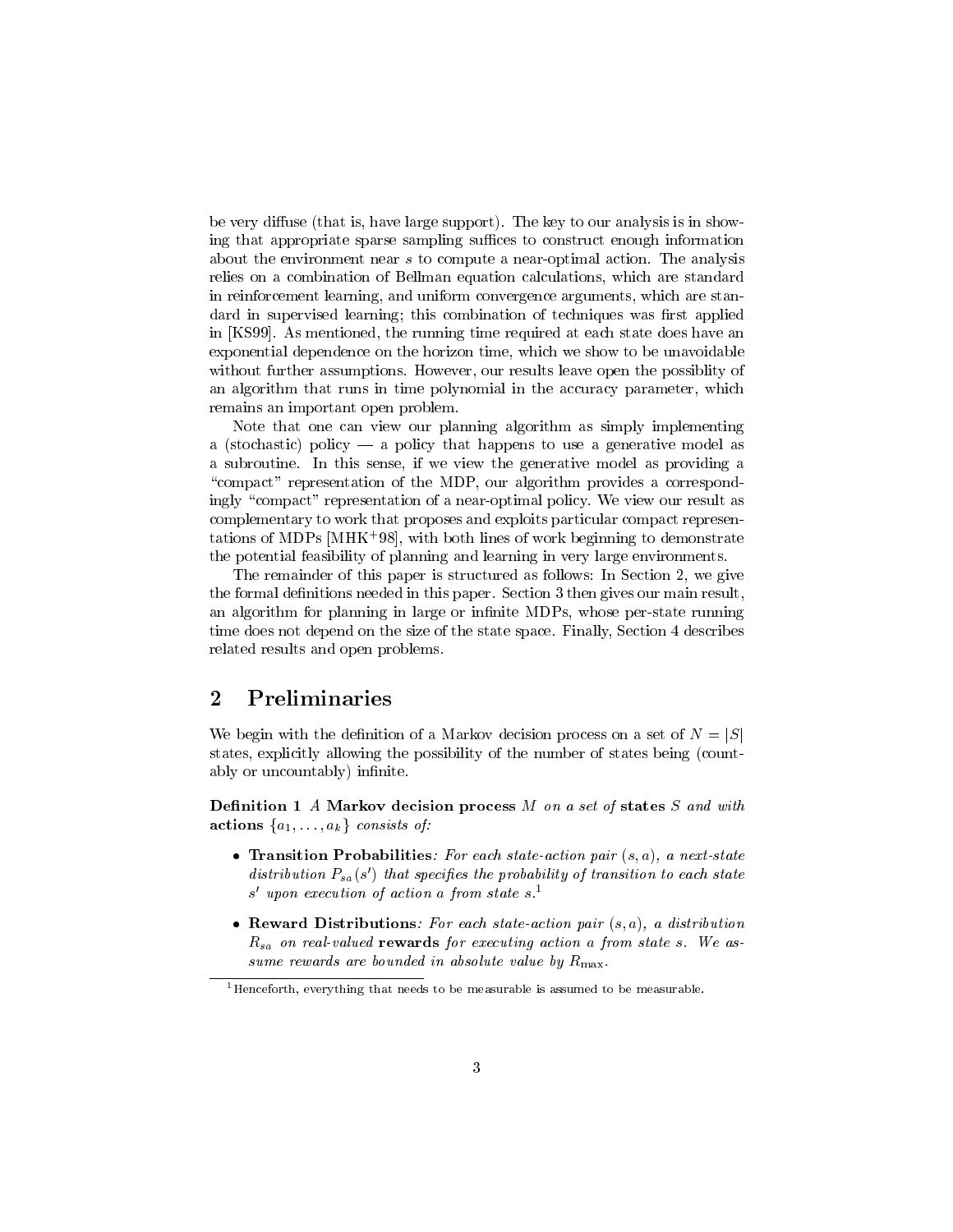be very diffuse (that is, have large support). The key to our analysis is in showing that appropriate sparse sampling suffices to construct enough information about the environment near $s$ to compute a near-optimal action. The analysis relies on a combination of Bellman equation calculations, which are standard in reinforcement learning, and uniform convergence arguments, which are standard in supervised learning; this combination of techniques was first applied in [KS99]. As mentioned, the running time required at each state does have an exponential dependence on the horizon time, which we show to be unavoidable without further assumptions. However, our results leave open the possiblity of an algorithm that runs in time polynomial in the accuracy parameter, which remains an important open problem.

Note that one can view our planning algorithm as simply implementing a (stochastic) policy — a policy that happens to use a generative model as a subroutine. In this sense, if we view the generative model as providing a "compact" representation of the MDP, our algorithm provides a correspondingly "compact" representation of a near-optimal policy. We view our result as complementary to work that proposes and exploits particular compact representations of MDPs [MHK+98], with both lines of work beginning to demonstrate the potential feasibility of planning and learning in very large environments.

The remainder of this paper is structured as follows: In Section 2, we give the formal definitions needed in this paper. Section 3 then gives our main result, an algorithm for planning in large or infinite MDPs, whose per-state running time does not depend on the size of the state space. Finally, Section 4 describes related results and open problems.

## 2 Preliminaries

We begin with the definition of a Markov decision process on a set of $N = |S|$ states, explicitly allowing the possibility of the number of states being (countably or uncountably) infinite.

**Definition 1** *A* **Markov decision process** *$M$ on a set of* **states** *$S$ and with* **actions** *$\{a_1, \ldots, a_k\}$ consists of:*

- **Transition Probabilities***: For each state-action pair $(s, a)$, a next-state distribution $P_{sa}(s')$ that specifies the probability of transition to each state $s'$ upon execution of action $a$ from state $s$.*[1]

- **Reward Distributions***: For each state-action pair $(s, a)$, a distribution $R_{sa}$ on real-valued* **rewards** *for executing action $a$ from state $s$. We assume rewards are bounded in absolute value by $R_{\max}$.*

[1] Henceforth, everything that needs to be measurable is assumed to be measurable.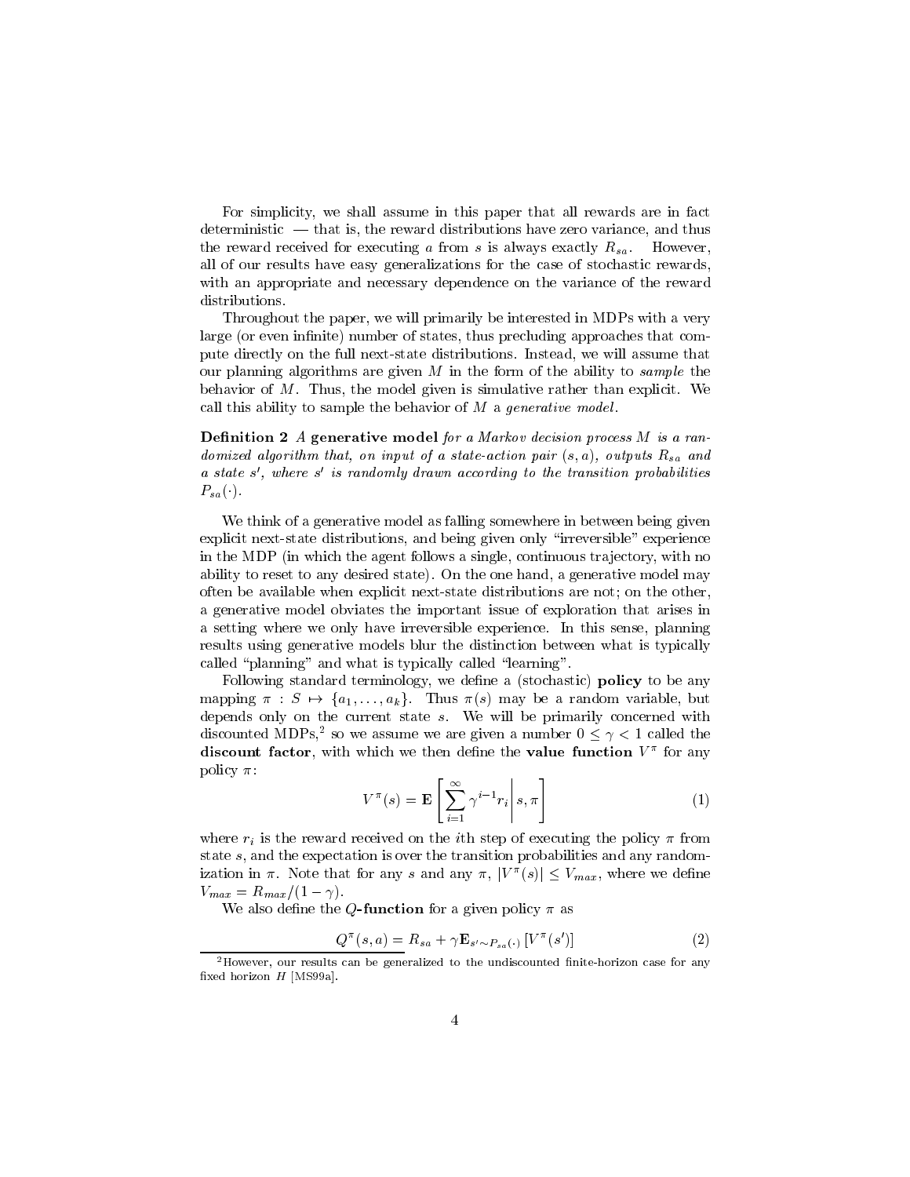For simplicity, we shall assume in this paper that all rewards are in fact deterministic — that is, the reward distributions have zero variance, and thus the reward received for executing $a$ from $s$ is always exactly $R_{sa}$. However, all of our results have easy generalizations for the case of stochastic rewards, with an appropriate and necessary dependence on the variance of the reward distributions.

Throughout the paper, we will primarily be interested in MDPs with a very large (or even infinite) number of states, thus precluding approaches that compute directly on the full next-state distributions. Instead, we will assume that our planning algorithms are given $M$ in the form of the ability to *sample* the behavior of $M$. Thus, the model given is simulative rather than explicit. We call this ability to sample the behavior of $M$ a *generative model*.

**Definition 2** *A* **generative model** *for a Markov decision process $M$ is a randomized algorithm that, on input of a state-action pair $(s, a)$, outputs $R_{sa}$ and a state $s'$, where $s'$ is randomly drawn according to the transition probabilities $P_{sa}(\cdot)$.*

We think of a generative model as falling somewhere in between being given explicit next-state distributions, and being given only "irreversible" experience in the MDP (in which the agent follows a single, continuous trajectory, with no ability to reset to any desired state). On the one hand, a generative model may often be available when explicit next-state distributions are not; on the other, a generative model obviates the important issue of exploration that arises in a setting where we only have irreversible experience. In this sense, planning results using generative models blur the distinction between what is typically called "planning" and what is typically called "learning".

Following standard terminology, we define a (stochastic) **policy** to be any mapping $\pi : S \mapsto \{a_1, \ldots, a_k\}$. Thus $\pi(s)$ may be a random variable, but depends only on the current state $s$. We will be primarily concerned with discounted MDPs,[2] so we assume we are given a number $0 \leq \gamma < 1$ called the **discount factor**, with which we then define the **value function** $V^\pi$ for any policy $\pi$:

$$V^\pi(s) = \mathbf{E}\left[ \sum_{i=1}^{\infty} \gamma^{i-1} r_i \,\middle|\, s, \pi \right] \tag{1}$$

where $r_i$ is the reward received on the $i$th step of executing the policy $\pi$ from state $s$, and the expectation is over the transition probabilities and any randomization in $\pi$. Note that for any $s$ and any $\pi$, $|V^\pi(s)| \leq V_{max}$, where we define $V_{max} = R_{max}/(1-\gamma)$.

We also define the **$Q$-function** for a given policy $\pi$ as

$$Q^\pi(s, a) = R_{sa} + \gamma \mathbf{E}_{s' \sim P_{sa}(\cdot)}\left[V^\pi(s')\right] \tag{2}$$

[2] However, our results can be generalized to the undiscounted finite-horizon case for any fixed horizon $H$ [MS99a].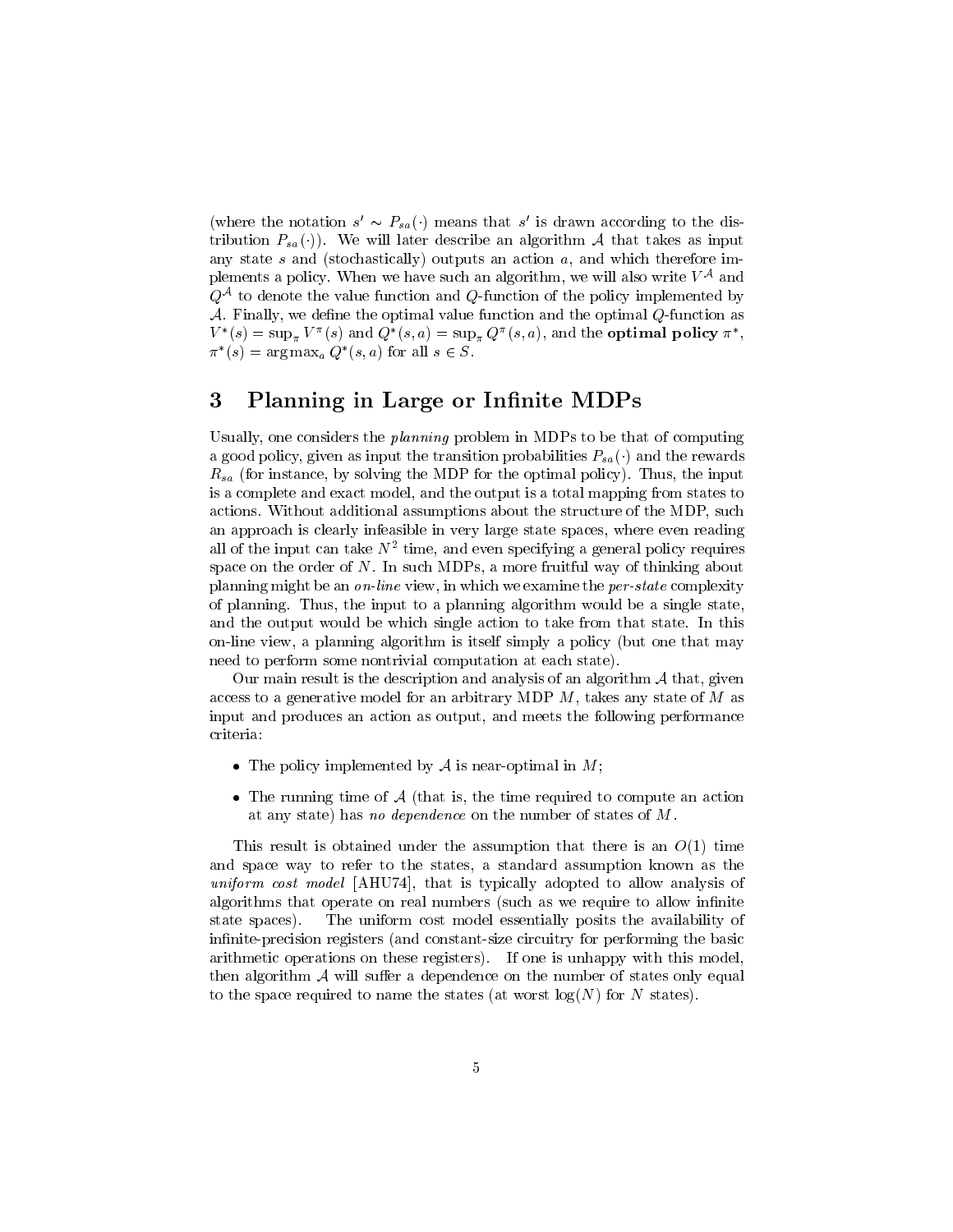(where the notation $s' \sim P_{sa}(\cdot)$ means that $s'$ is drawn according to the distribution $P_{sa}(\cdot)$). We will later describe an algorithm $\mathcal{A}$ that takes as input any state $s$ and (stochastically) outputs an action $a$, and which therefore implements a policy. When we have such an algorithm, we will also write $V^{\mathcal{A}}$ and $Q^{\mathcal{A}}$ to denote the value function and $Q$-function of the policy implemented by $\mathcal{A}$. Finally, we define the optimal value function and the optimal $Q$-function as $V^*(s) = \sup_\pi V^\pi(s)$ and $Q^*(s,a) = \sup_\pi Q^\pi(s,a)$, and the **optimal policy** $\pi^*$, $\pi^*(s) = \arg\max_a Q^*(s,a)$ for all $s \in S$.

# 3 Planning in Large or Infinite MDPs

Usually, one considers the *planning* problem in MDPs to be that of computing a good policy, given as input the transition probabilities $P_{sa}(\cdot)$ and the rewards $R_{sa}$ (for instance, by solving the MDP for the optimal policy). Thus, the input is a complete and exact model, and the output is a total mapping from states to actions. Without additional assumptions about the structure of the MDP, such an approach is clearly infeasible in very large state spaces, where even reading all of the input can take $N^2$ time, and even specifying a general policy requires space on the order of $N$. In such MDPs, a more fruitful way of thinking about planning might be an *on-line* view, in which we examine the *per-state* complexity of planning. Thus, the input to a planning algorithm would be a single state, and the output would be which single action to take from that state. In this on-line view, a planning algorithm is itself simply a policy (but one that may need to perform some nontrivial computation at each state).

Our main result is the description and analysis of an algorithm $\mathcal{A}$ that, given access to a generative model for an arbitrary MDP $M$, takes any state of $M$ as input and produces an action as output, and meets the following performance criteria:

- The policy implemented by $\mathcal{A}$ is near-optimal in $M$;
- The running time of $\mathcal{A}$ (that is, the time required to compute an action at any state) has *no dependence* on the number of states of $M$.

This result is obtained under the assumption that there is an $O(1)$ time and space way to refer to the states, a standard assumption known as the *uniform cost model* [AHU74], that is typically adopted to allow analysis of algorithms that operate on real numbers (such as we require to allow infinite state spaces). The uniform cost model essentially posits the availability of infinite-precision registers (and constant-size circuitry for performing the basic arithmetic operations on these registers). If one is unhappy with this model, then algorithm $\mathcal{A}$ will suffer a dependence on the number of states only equal to the space required to name the states (at worst $\log(N)$ for $N$ states).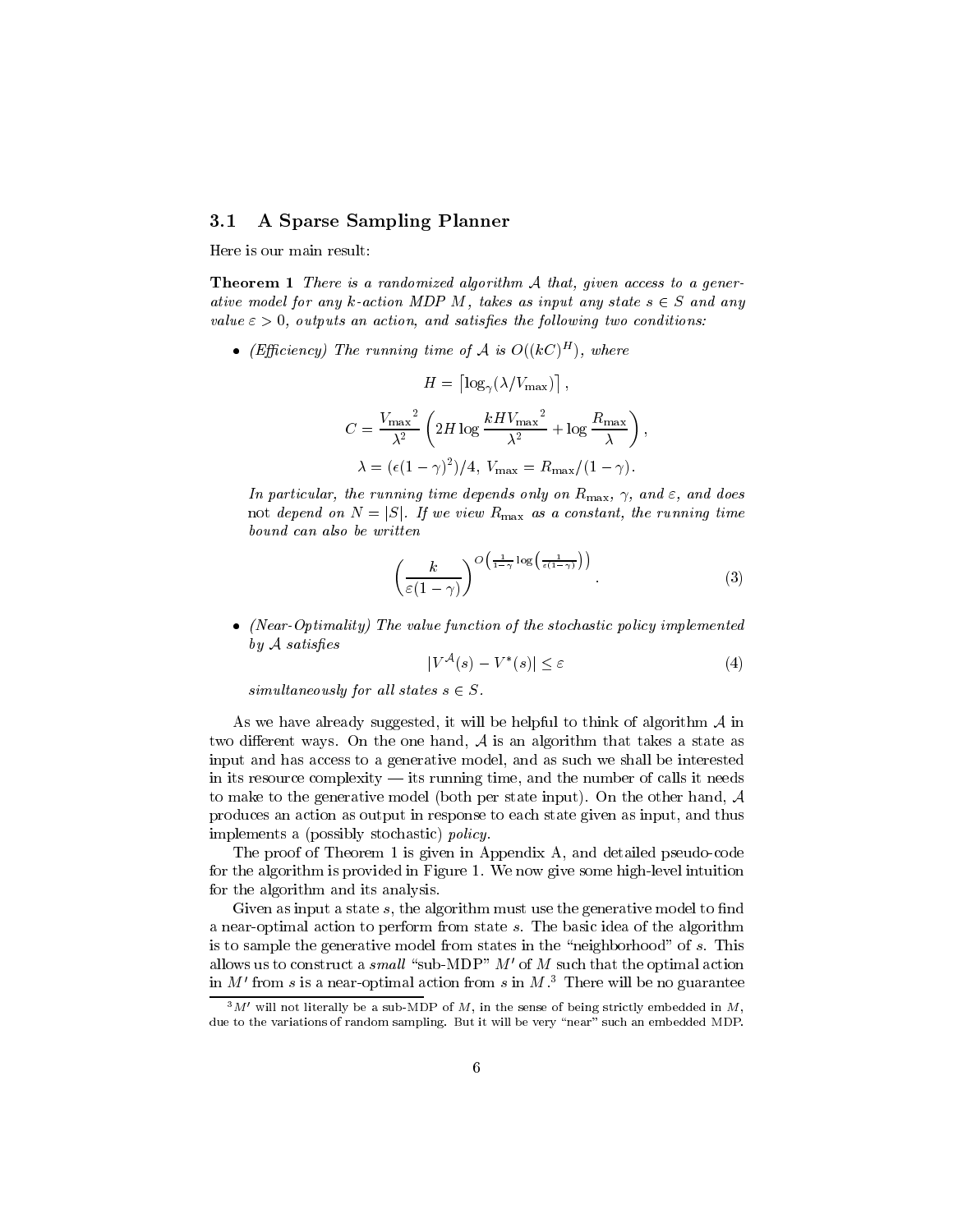### 3.1 A Sparse Sampling Planner

Here is our main result:

**Theorem 1** *There is a randomized algorithm $\mathcal{A}$ that, given access to a generative model for any $k$-action MDP $M$, takes as input any state $s \in S$ and any value $\varepsilon > 0$, outputs an action, and satisfies the following two conditions:*

- *(Efficiency) The running time of $\mathcal{A}$ is $O((kC)^H)$, where*

$$H = \lceil \log_\gamma(\lambda / V_{\max}) \rceil ,$$

$$C = \frac{{V_{\max}}^2}{\lambda^2} \left( 2H \log \frac{kH{V_{\max}}^2}{\lambda^2} + \log \frac{R_{\max}}{\lambda} \right),$$

$$\lambda = (\epsilon(1-\gamma)^2)/4, \; V_{\max} = R_{\max}/(1-\gamma).$$

  *In particular, the running time depends only on $R_{\max}$, $\gamma$, and $\varepsilon$, and does* not *depend on $N = |S|$. If we view $R_{\max}$ as a constant, the running time bound can also be written*

$$\left( \frac{k}{\varepsilon(1-\gamma)} \right)^{O\left( \frac{1}{1-\gamma} \log\left( \frac{1}{\varepsilon(1-\gamma)} \right) \right)} . \tag{3}$$

- *(Near-Optimality) The value function of the stochastic policy implemented by $\mathcal{A}$ satisfies*

$$|V^{\mathcal{A}}(s) - V^*(s)| \leq \varepsilon \tag{4}$$

  *simultaneously for all states $s \in S$.*

As we have already suggested, it will be helpful to think of algorithm $\mathcal{A}$ in two different ways. On the one hand, $\mathcal{A}$ is an algorithm that takes a state as input and has access to a generative model, and as such we shall be interested in its resource complexity — its running time, and the number of calls it needs to make to the generative model (both per state input). On the other hand, $\mathcal{A}$ produces an action as output in response to each state given as input, and thus implements a (possibly stochastic) *policy*.

The proof of Theorem 1 is given in Appendix A, and detailed pseudo-code for the algorithm is provided in Figure 1. We now give some high-level intuition for the algorithm and its analysis.

Given as input a state $s$, the algorithm must use the generative model to find a near-optimal action to perform from state $s$. The basic idea of the algorithm is to sample the generative model from states in the "neighborhood" of $s$. This allows us to construct a *small* "sub-MDP" $M'$ of $M$ such that the optimal action in $M'$ from $s$ is a near-optimal action from $s$ in $M$.[3] There will be no guarantee

[3] $M'$ will not literally be a sub-MDP of $M$, in the sense of being strictly embedded in $M$, due to the variations of random sampling. But it will be very "near" such an embedded MDP.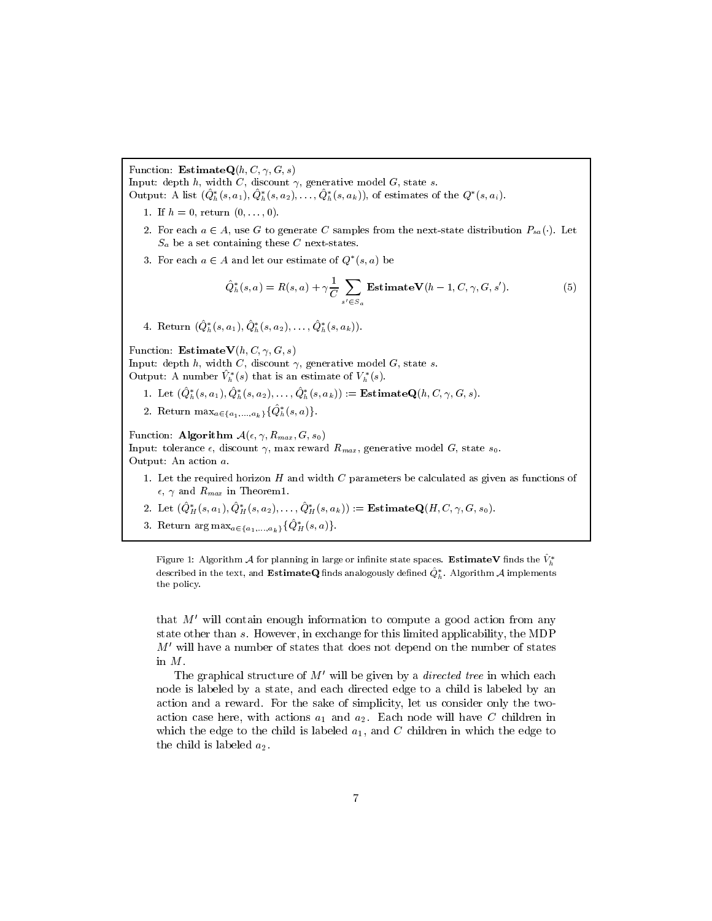Function: **EstimateQ**$(h, C, \gamma, G, s)$
Input: depth $h$, width $C$, discount $\gamma$, generative model $G$, state $s$.
Output: A list $(\hat{Q}^*_h(s, a_1), \hat{Q}^*_h(s, a_2), \ldots, \hat{Q}^*_h(s, a_k))$, of estimates of the $Q^*(s, a_i)$.

1. If $h = 0$, return $(0, \ldots, 0)$.
2. For each $a \in A$, use $G$ to generate $C$ samples from the next-state distribution $P_{sa}(\cdot)$. Let $S_a$ be a set containing these $C$ next-states.
3. For each $a \in A$ and let our estimate of $Q^*(s, a)$ be

$$\hat{Q}^*_h(s, a) = R(s, a) + \gamma \frac{1}{C} \sum_{s' \in S_a} \mathbf{EstimateV}(h-1, C, \gamma, G, s'). \tag{5}$$

4. Return $(\hat{Q}^*_h(s, a_1), \hat{Q}^*_h(s, a_2), \ldots, \hat{Q}^*_h(s, a_k))$.

Function: **EstimateV**$(h, C, \gamma, G, s)$
Input: depth $h$, width $C$, discount $\gamma$, generative model $G$, state $s$.
Output: A number $\hat{V}^*_h(s)$ that is an estimate of $V^*_h(s)$.

1. Let $(\hat{Q}^*_h(s, a_1), \hat{Q}^*_h(s, a_2), \ldots, \hat{Q}^*_h(s, a_k)) := \mathbf{EstimateQ}(h, C, \gamma, G, s)$.
2. Return $\max_{a \in \{a_1, \ldots, a_k\}} \{\hat{Q}^*_h(s, a)\}$.

Function: **Algorithm** $\mathcal{A}(\epsilon, \gamma, R_{max}, G, s_0)$
Input: tolerance $\epsilon$, discount $\gamma$, max reward $R_{max}$, generative model $G$, state $s_0$.
Output: An action $a$.

1. Let the required horizon $H$ and width $C$ parameters be calculated as given as functions of $\epsilon$, $\gamma$ and $R_{max}$ in Theorem1.
2. Let $(\hat{Q}^*_H(s, a_1), \hat{Q}^*_H(s, a_2), \ldots, \hat{Q}^*_H(s, a_k)) := \mathbf{EstimateQ}(H, C, \gamma, G, s_0)$.
3. Return $\arg\max_{a \in \{a_1, \ldots, a_k\}} \{\hat{Q}^*_H(s, a)\}$.

Figure 1: Algorithm $\mathcal{A}$ for planning in large or infinite state spaces. **EstimateV** finds the $\hat{V}^*_h$ described in the text, and **EstimateQ** finds analogously defined $\hat{Q}^*_h$. Algorithm $\mathcal{A}$ implements the policy.

that $M'$ will contain enough information to compute a good action from any state other than $s$. However, in exchange for this limited applicability, the MDP $M'$ will have a number of states that does not depend on the number of states in $M$.

The graphical structure of $M'$ will be given by a *directed tree* in which each node is labeled by a state, and each directed edge to a child is labeled by an action and a reward. For the sake of simplicity, let us consider only the two-action case here, with actions $a_1$ and $a_2$. Each node will have $C$ children in which the edge to the child is labeled $a_1$, and $C$ children in which the edge to the child is labeled $a_2$.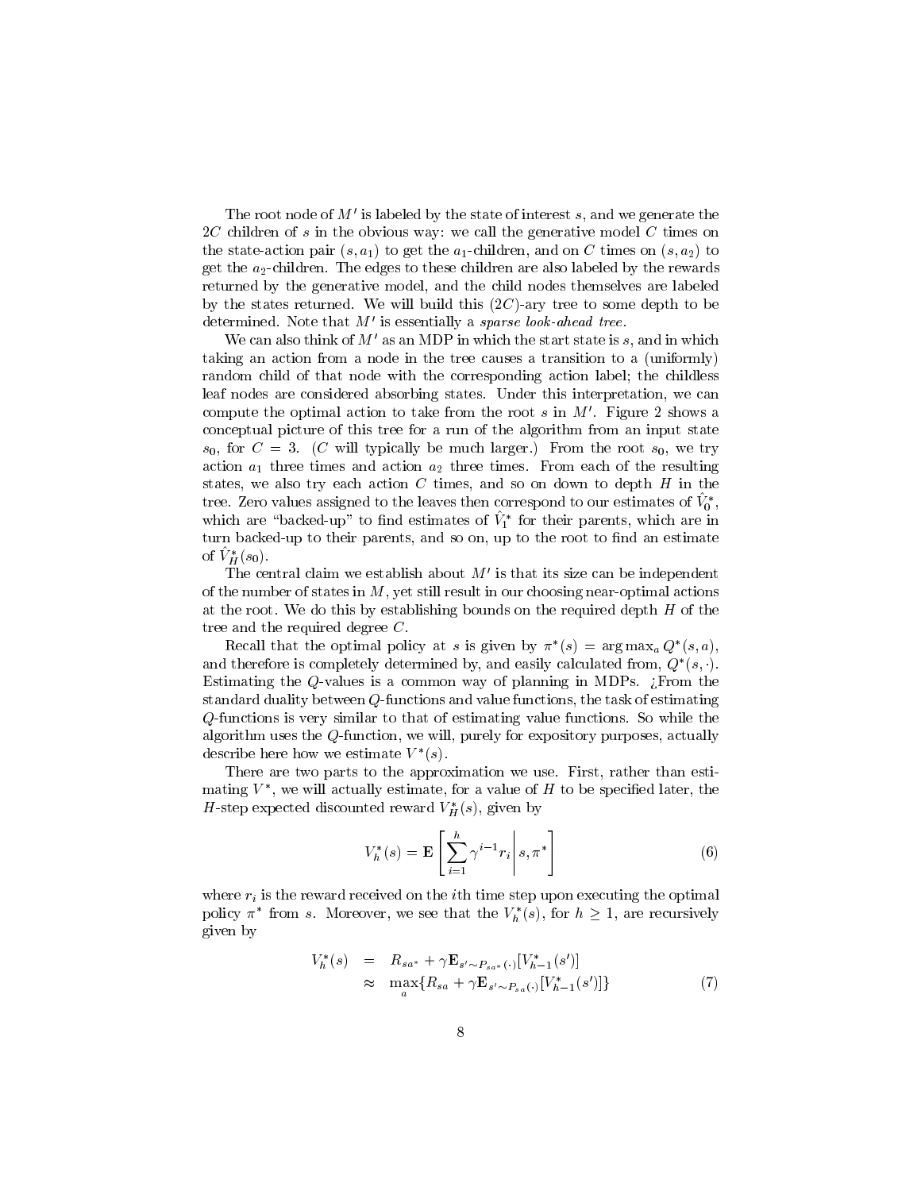The root node of $M'$ is labeled by the state of interest $s$, and we generate the $2C$ children of $s$ in the obvious way: we call the generative model $C$ times on the state-action pair $(s, a_1)$ to get the $a_1$-children, and on $C$ times on $(s, a_2)$ to get the $a_2$-children. The edges to these children are also labeled by the rewards returned by the generative model, and the child nodes themselves are labeled by the states returned. We will build this $(2C)$-ary tree to some depth to be determined. Note that $M'$ is essentially a *sparse look-ahead tree*.

We can also think of $M'$ as an MDP in which the start state is $s$, and in which taking an action from a node in the tree causes a transition to a (uniformly) random child of that node with the corresponding action label; the childless leaf nodes are considered absorbing states. Under this interpretation, we can compute the optimal action to take from the root $s$ in $M'$. Figure 2 shows a conceptual picture of this tree for a run of the algorithm from an input state $s_0$, for $C = 3$. ($C$ will typically be much larger.) From the root $s_0$, we try action $a_1$ three times and action $a_2$ three times. From each of the resulting states, we also try each action $C$ times, and so on down to depth $H$ in the tree. Zero values assigned to the leaves then correspond to our estimates of $\hat{V}_0^*$, which are "backed-up" to find estimates of $\hat{V}_1^*$ for their parents, which are in turn backed-up to their parents, and so on, up to the root to find an estimate of $\hat{V}_H^*(s_0)$.

The central claim we establish about $M'$ is that its size can be independent of the number of states in $M$, yet still result in our choosing near-optimal actions at the root. We do this by establishing bounds on the required depth $H$ of the tree and the required degree $C$.

Recall that the optimal policy at $s$ is given by $\pi^*(s) = \arg\max_a Q^*(s, a)$, and therefore is completely determined by, and easily calculated from, $Q^*(s, \cdot)$. Estimating the $Q$-values is a common way of planning in MDPs. ¿From the standard duality between $Q$-functions and value functions, the task of estimating $Q$-functions is very similar to that of estimating value functions. So while the algorithm uses the $Q$-function, we will, purely for expository purposes, actually describe here how we estimate $V^*(s)$.

There are two parts to the approximation we use. First, rather than estimating $V^*$, we will actually estimate, for a value of $H$ to be specified later, the $H$-step expected discounted reward $V_H^*(s)$, given by

$$V_h^*(s) = \mathbf{E}\left[ \sum_{i=1}^{h} \gamma^{i-1} r_i \,\middle|\, s, \pi^* \right] \tag{6}$$

where $r_i$ is the reward received on the $i$th time step upon executing the optimal policy $\pi^*$ from $s$. Moreover, we see that the $V_h^*(s)$, for $h \geq 1$, are recursively given by

$$\begin{aligned} V_h^*(s) &= R_{sa^*} + \gamma \mathbf{E}_{s' \sim P_{sa^*}(\cdot)}[V_{h-1}^*(s')] \\ &\approx \max_a \{R_{sa} + \gamma \mathbf{E}_{s' \sim P_{sa}(\cdot)}[V_{h-1}^*(s')]\} \end{aligned} \tag{7}$$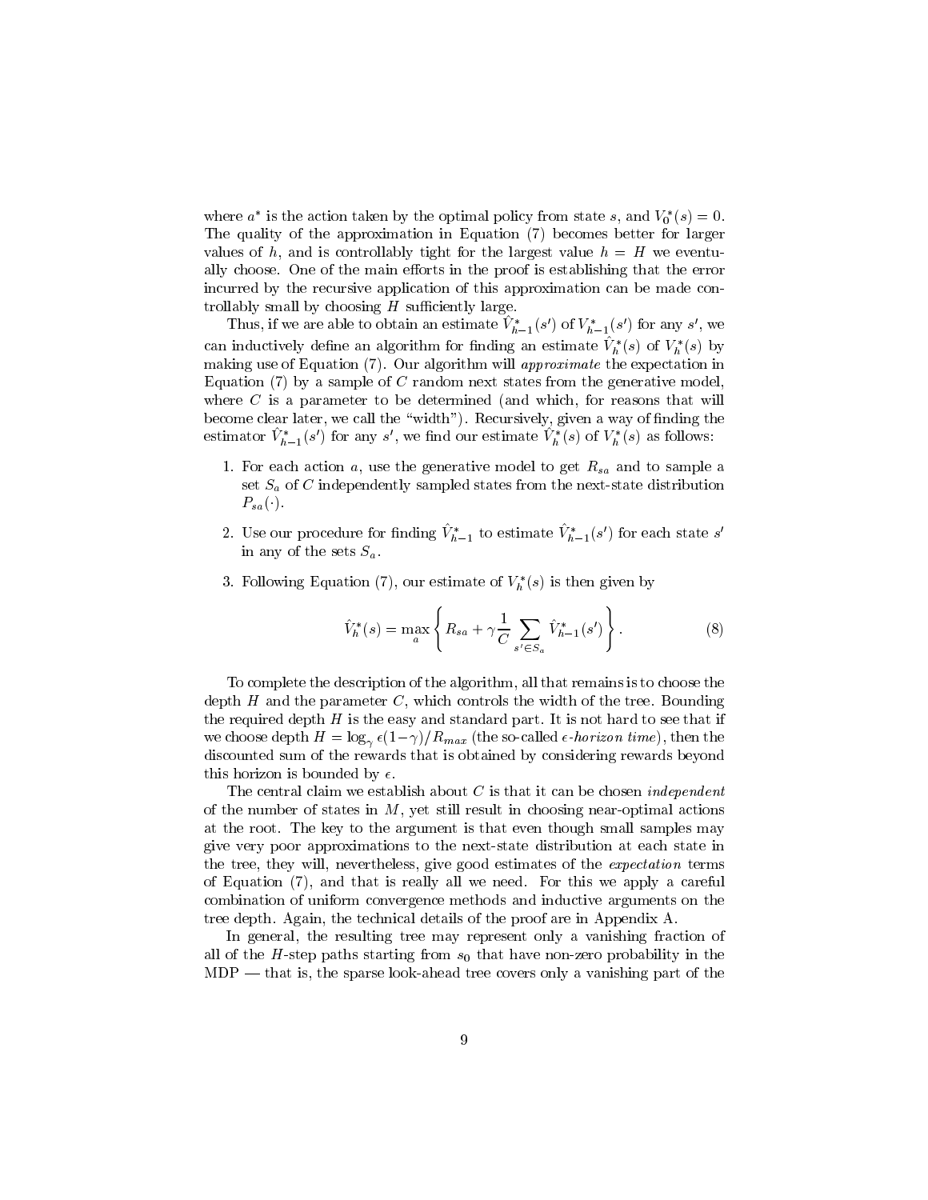where $a^*$ is the action taken by the optimal policy from state $s$, and $V_0^*(s) = 0$. The quality of the approximation in Equation (7) becomes better for larger values of $h$, and is controllably tight for the largest value $h = H$ we eventually choose. One of the main efforts in the proof is establishing that the error incurred by the recursive application of this approximation can be made controllably small by choosing $H$ sufficiently large.

Thus, if we are able to obtain an estimate $\hat{V}_{h-1}^*(s')$ of $V_{h-1}^*(s')$ for any $s'$, we can inductively define an algorithm for finding an estimate $\hat{V}_h^*(s)$ of $V_h^*(s)$ by making use of Equation (7). Our algorithm will *approximate* the expectation in Equation (7) by a sample of $C$ random next states from the generative model, where $C$ is a parameter to be determined (and which, for reasons that will become clear later, we call the "width"). Recursively, given a way of finding the estimator $\hat{V}_{h-1}^*(s')$ for any $s'$, we find our estimate $\hat{V}_h^*(s)$ of $V_h^*(s)$ as follows:

1. For each action $a$, use the generative model to get $R_{sa}$ and to sample a set $S_a$ of $C$ independently sampled states from the next-state distribution $P_{sa}(\cdot)$.
2. Use our procedure for finding $\hat{V}_{h-1}^*$ to estimate $\hat{V}_{h-1}^*(s')$ for each state $s'$ in any of the sets $S_a$.
3. Following Equation (7), our estimate of $V_h^*(s)$ is then given by

$$\hat{V}_h^*(s) = \max_a \left\{ R_{sa} + \gamma \frac{1}{C} \sum_{s' \in S_a} \hat{V}_{h-1}^*(s') \right\}. \tag{8}$$

To complete the description of the algorithm, all that remains is to choose the depth $H$ and the parameter $C$, which controls the width of the tree. Bounding the required depth $H$ is the easy and standard part. It is not hard to see that if we choose depth $H = \log_\gamma \epsilon(1-\gamma)/R_{max}$ (the so-called $\epsilon$-*horizon time*), then the discounted sum of the rewards that is obtained by considering rewards beyond this horizon is bounded by $\epsilon$.

The central claim we establish about $C$ is that it can be chosen *independent* of the number of states in $M$, yet still result in choosing near-optimal actions at the root. The key to the argument is that even though small samples may give very poor approximations to the next-state distribution at each state in the tree, they will, nevertheless, give good estimates of the *expectation* terms of Equation (7), and that is really all we need. For this we apply a careful combination of uniform convergence methods and inductive arguments on the tree depth. Again, the technical details of the proof are in Appendix A.

In general, the resulting tree may represent only a vanishing fraction of all of the $H$-step paths starting from $s_0$ that have non-zero probability in the MDP — that is, the sparse look-ahead tree covers only a vanishing part of the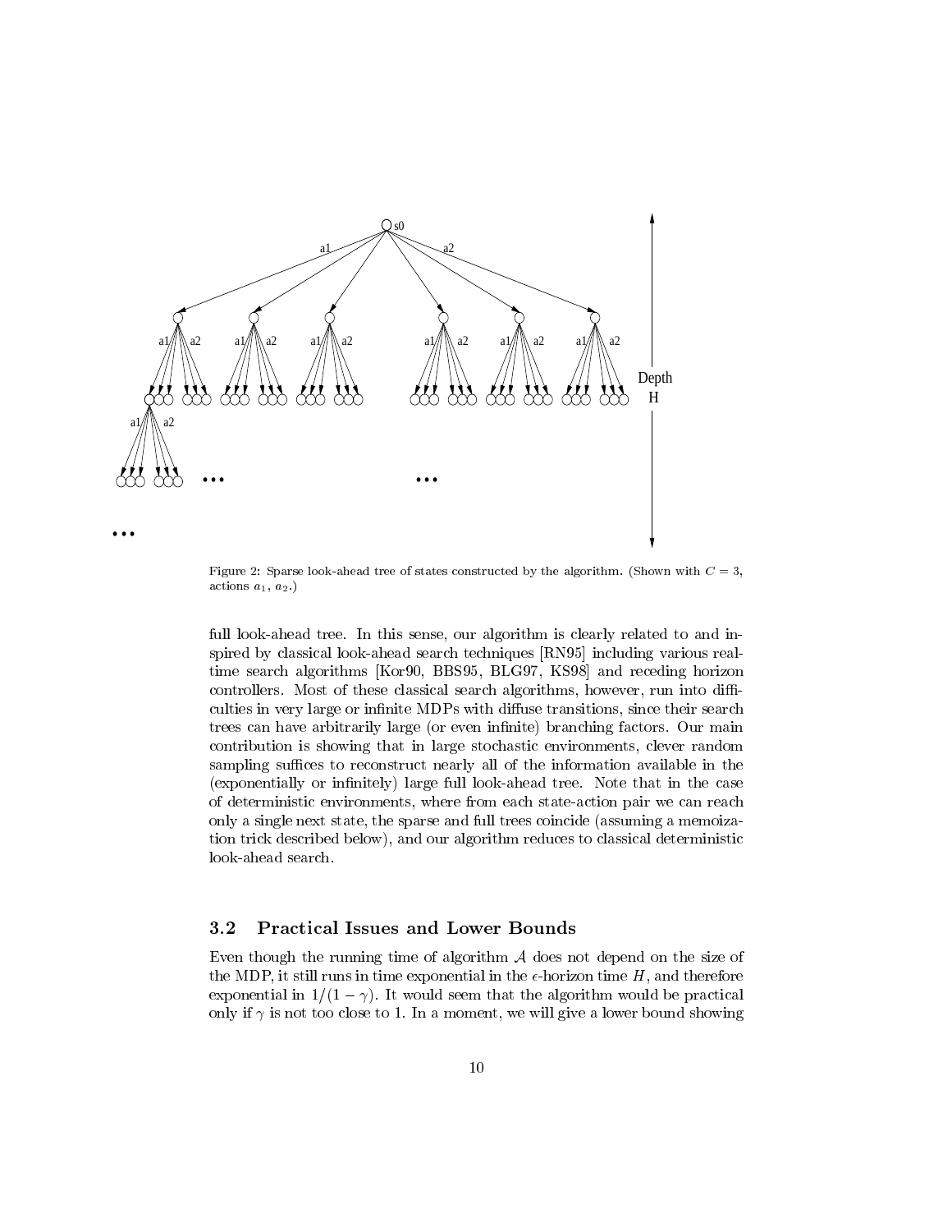Figure 2: Sparse look-ahead tree of states constructed by the algorithm. (Shown with $C = 3$, actions $a_1$, $a_2$.)

full look-ahead tree. In this sense, our algorithm is clearly related to and inspired by classical look-ahead search techniques [RN95] including various real-time search algorithms [Kor90, BBS95, BLG97, KS98] and receding horizon controllers. Most of these classical search algorithms, however, run into difficulties in very large or infinite MDPs with diffuse transitions, since their search trees can have arbitrarily large (or even infinite) branching factors. Our main contribution is showing that in large stochastic environments, clever random sampling suffices to reconstruct nearly all of the information available in the (exponentially or infinitely) large full look-ahead tree. Note that in the case of deterministic environments, where from each state-action pair we can reach only a single next state, the sparse and full trees coincide (assuming a memoization trick described below), and our algorithm reduces to classical deterministic look-ahead search.

### 3.2 Practical Issues and Lower Bounds

Even though the running time of algorithm $\mathcal{A}$ does not depend on the size of the MDP, it still runs in time exponential in the $\epsilon$-horizon time $H$, and therefore exponential in $1/(1-\gamma)$. It would seem that the algorithm would be practical only if $\gamma$ is not too close to 1. In a moment, we will give a lower bound showing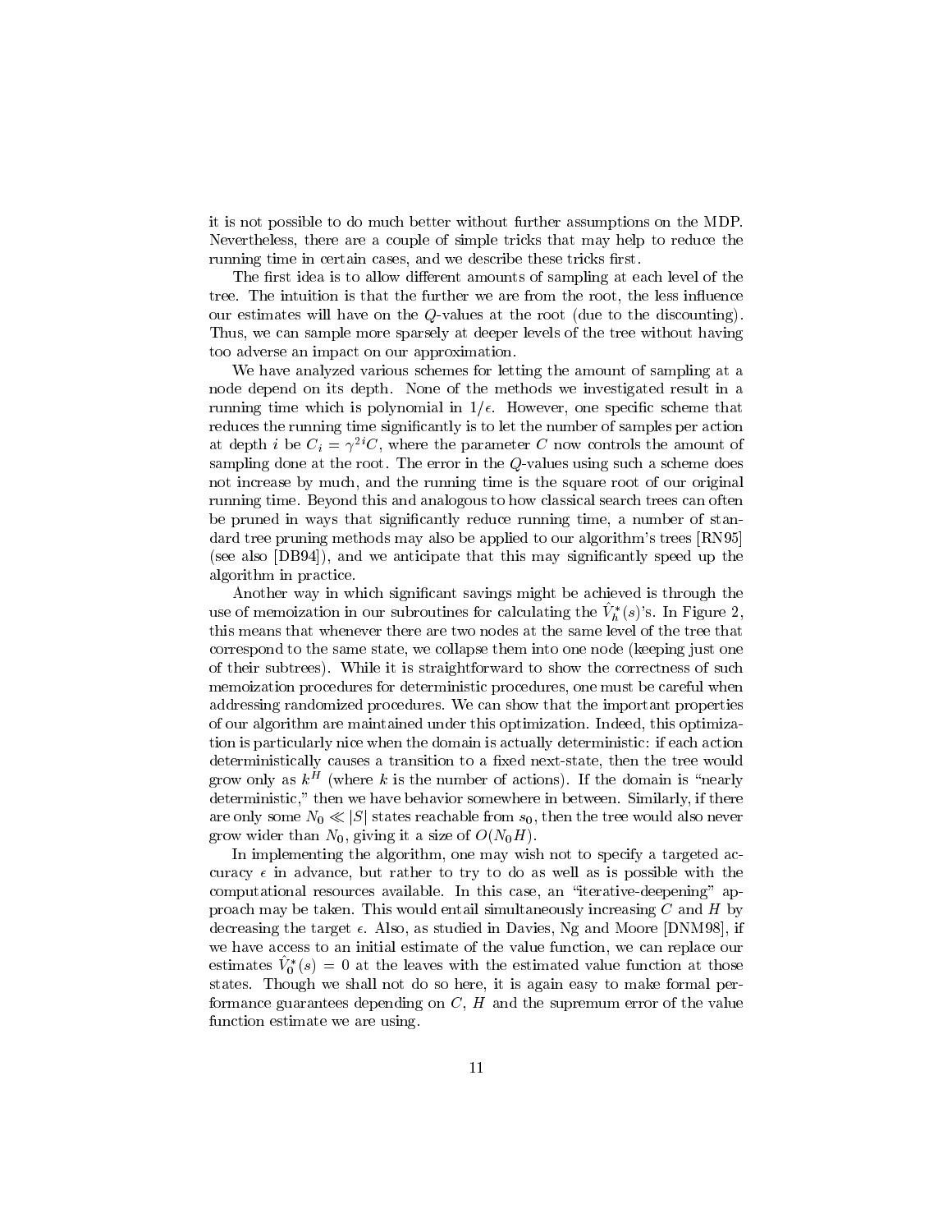it is not possible to do much better without further assumptions on the MDP. Nevertheless, there are a couple of simple tricks that may help to reduce the running time in certain cases, and we describe these tricks first.

The first idea is to allow different amounts of sampling at each level of the tree. The intuition is that the further we are from the root, the less influence our estimates will have on the $Q$-values at the root (due to the discounting). Thus, we can sample more sparsely at deeper levels of the tree without having too adverse an impact on our approximation.

We have analyzed various schemes for letting the amount of sampling at a node depend on its depth. None of the methods we investigated result in a running time which is polynomial in $1/\epsilon$. However, one specific scheme that reduces the running time significantly is to let the number of samples per action at depth $i$ be $C_i = \gamma^{2i} C$, where the parameter $C$ now controls the amount of sampling done at the root. The error in the $Q$-values using such a scheme does not increase by much, and the running time is the square root of our original running time. Beyond this and analogous to how classical search trees can often be pruned in ways that significantly reduce running time, a number of standard tree pruning methods may also be applied to our algorithm's trees [RN95] (see also [DB94]), and we anticipate that this may significantly speed up the algorithm in practice.

Another way in which significant savings might be achieved is through the use of memoization in our subroutines for calculating the $\hat{V}_h^*(s)$'s. In Figure 2, this means that whenever there are two nodes at the same level of the tree that correspond to the same state, we collapse them into one node (keeping just one of their subtrees). While it is straightforward to show the correctness of such memoization procedures for deterministic procedures, one must be careful when addressing randomized procedures. We can show that the important properties of our algorithm are maintained under this optimization. Indeed, this optimization is particularly nice when the domain is actually deterministic: if each action deterministically causes a transition to a fixed next-state, then the tree would grow only as $k^H$ (where $k$ is the number of actions). If the domain is "nearly deterministic," then we have behavior somewhere in between. Similarly, if there are only some $N_0 \ll |S|$ states reachable from $s_0$, then the tree would also never grow wider than $N_0$, giving it a size of $O(N_0 H)$.

In implementing the algorithm, one may wish not to specify a targeted accuracy $\epsilon$ in advance, but rather to try to do as well as is possible with the computational resources available. In this case, an "iterative-deepening" approach may be taken. This would entail simultaneously increasing $C$ and $H$ by decreasing the target $\epsilon$. Also, as studied in Davies, Ng and Moore [DNM98], if we have access to an initial estimate of the value function, we can replace our estimates $\hat{V}_0^*(s) = 0$ at the leaves with the estimated value function at those states. Though we shall not do so here, it is again easy to make formal performance guarantees depending on $C$, $H$ and the supremum error of the value function estimate we are using.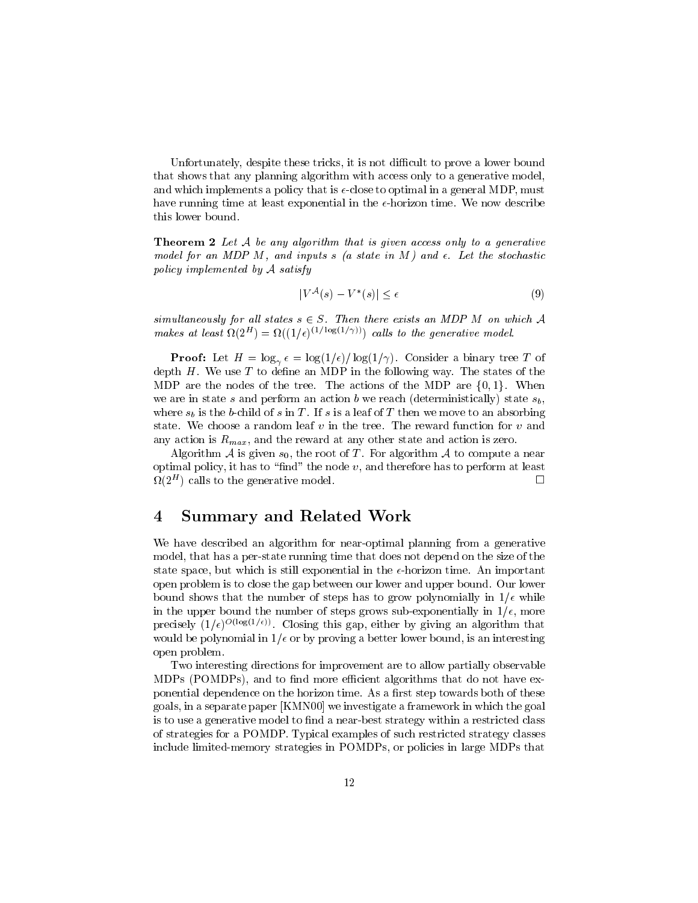Unfortunately, despite these tricks, it is not difficult to prove a lower bound that shows that any planning algorithm with access only to a generative model, and which implements a policy that is $\epsilon$-close to optimal in a general MDP, must have running time at least exponential in the $\epsilon$-horizon time. We now describe this lower bound.

**Theorem 2** *Let $\mathcal{A}$ be any algorithm that is given access only to a generative model for an MDP $M$, and inputs $s$ (a state in $M$) and $\epsilon$. Let the stochastic policy implemented by $\mathcal{A}$ satisfy*

$$|V^{\mathcal{A}}(s) - V^*(s)| \leq \epsilon \tag{9}$$

*simultaneously for all states $s \in S$. Then there exists an MDP $M$ on which $\mathcal{A}$ makes at least $\Omega(2^H) = \Omega((1/\epsilon)^{(1/\log(1/\gamma))})$ calls to the generative model.*

**Proof:** Let $H = \log_\gamma \epsilon = \log(1/\epsilon)/\log(1/\gamma)$. Consider a binary tree $T$ of depth $H$. We use $T$ to define an MDP in the following way. The states of the MDP are the nodes of the tree. The actions of the MDP are $\{0, 1\}$. When we are in state $s$ and perform an action $b$ we reach (deterministically) state $s_b$, where $s_b$ is the $b$-child of $s$ in $T$. If $s$ is a leaf of $T$ then we move to an absorbing state. We choose a random leaf $v$ in the tree. The reward function for $v$ and any action is $R_{max}$, and the reward at any other state and action is zero.

Algorithm $\mathcal{A}$ is given $s_0$, the root of $T$. For algorithm $\mathcal{A}$ to compute a near optimal policy, it has to "find" the node $v$, and therefore has to perform at least $\Omega(2^H)$ calls to the generative model. $\square$

## 4 Summary and Related Work

We have described an algorithm for near-optimal planning from a generative model, that has a per-state running time that does not depend on the size of the state space, but which is still exponential in the $\epsilon$-horizon time. An important open problem is to close the gap between our lower and upper bound. Our lower bound shows that the number of steps has to grow polynomially in $1/\epsilon$ while in the upper bound the number of steps grows sub-exponentially in $1/\epsilon$, more precisely $(1/\epsilon)^{O(\log(1/\epsilon))}$. Closing this gap, either by giving an algorithm that would be polynomial in $1/\epsilon$ or by proving a better lower bound, is an interesting open problem.

Two interesting directions for improvement are to allow partially observable MDPs (POMDPs), and to find more efficient algorithms that do not have exponential dependence on the horizon time. As a first step towards both of these goals, in a separate paper [KMN00] we investigate a framework in which the goal is to use a generative model to find a near-best strategy within a restricted class of strategies for a POMDP. Typical examples of such restricted strategy classes include limited-memory strategies in POMDPs, or policies in large MDPs that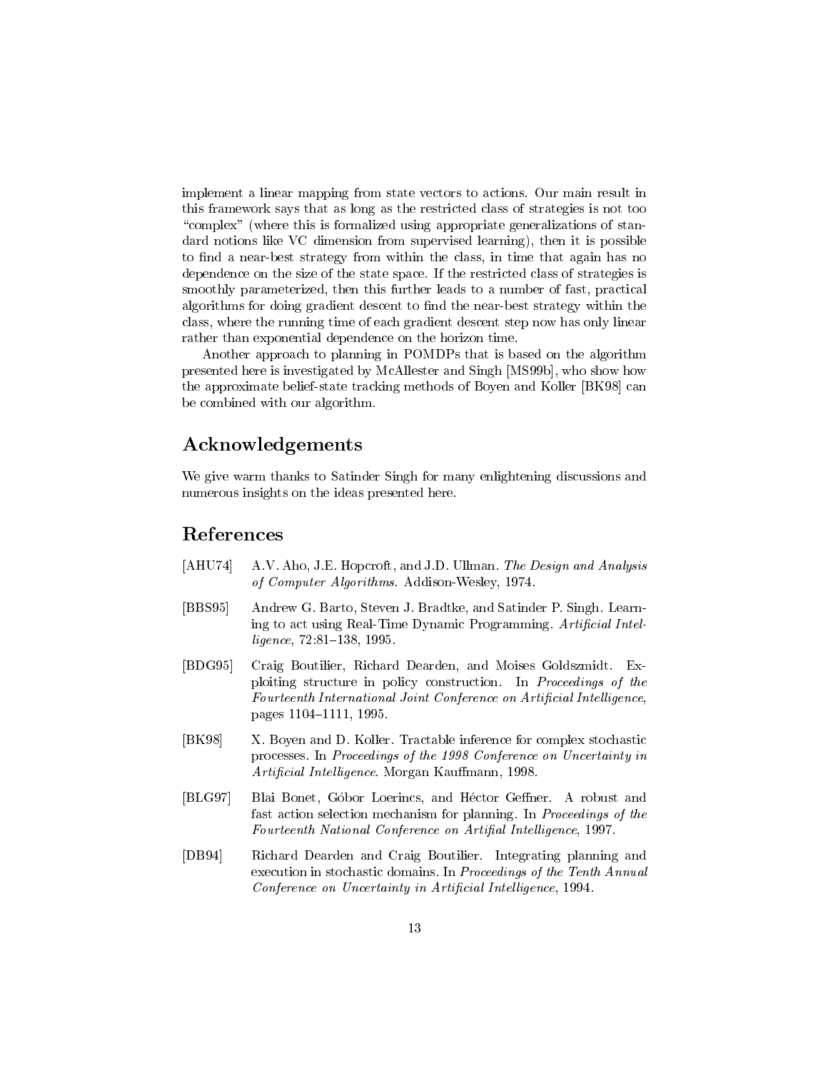implement a linear mapping from state vectors to actions. Our main result in this framework says that as long as the restricted class of strategies is not too "complex" (where this is formalized using appropriate generalizations of standard notions like VC dimension from supervised learning), then it is possible to find a near-best strategy from within the class, in time that again has no dependence on the size of the state space. If the restricted class of strategies is smoothly parameterized, then this further leads to a number of fast, practical algorithms for doing gradient descent to find the near-best strategy within the class, where the running time of each gradient descent step now has only linear rather than exponential dependence on the horizon time.

Another approach to planning in POMDPs that is based on the algorithm presented here is investigated by McAllester and Singh [MS99b], who show how the approximate belief-state tracking methods of Boyen and Koller [BK98] can be combined with our algorithm.

## Acknowledgements

We give warm thanks to Satinder Singh for many enlightening discussions and numerous insights on the ideas presented here.

## References

[AHU74] A.V. Aho, J.E. Hopcroft, and J.D. Ullman. *The Design and Analysis of Computer Algorithms*. Addison-Wesley, 1974.

[BBS95] Andrew G. Barto, Steven J. Bradtke, and Satinder P. Singh. Learning to act using Real-Time Dynamic Programming. *Artificial Intelligence*, 72:81–138, 1995.

[BDG95] Craig Boutilier, Richard Dearden, and Moises Goldszmidt. Exploiting structure in policy construction. In *Proceedings of the Fourteenth International Joint Conference on Artificial Intelligence*, pages 1104–1111, 1995.

[BK98] X. Boyen and D. Koller. Tractable inference for complex stochastic processes. In *Proceedings of the 1998 Conference on Uncertainty in Artificial Intelligence*. Morgan Kauffmann, 1998.

[BLG97] Blai Bonet, Góbor Loerincs, and Héctor Geffner. A robust and fast action selection mechanism for planning. In *Proceedings of the Fourteenth National Conference on Artifial Intelligence*, 1997.

[DB94] Richard Dearden and Craig Boutilier. Integrating planning and execution in stochastic domains. In *Proceedings of the Tenth Annual Conference on Uncertainty in Artificial Intelligence*, 1994.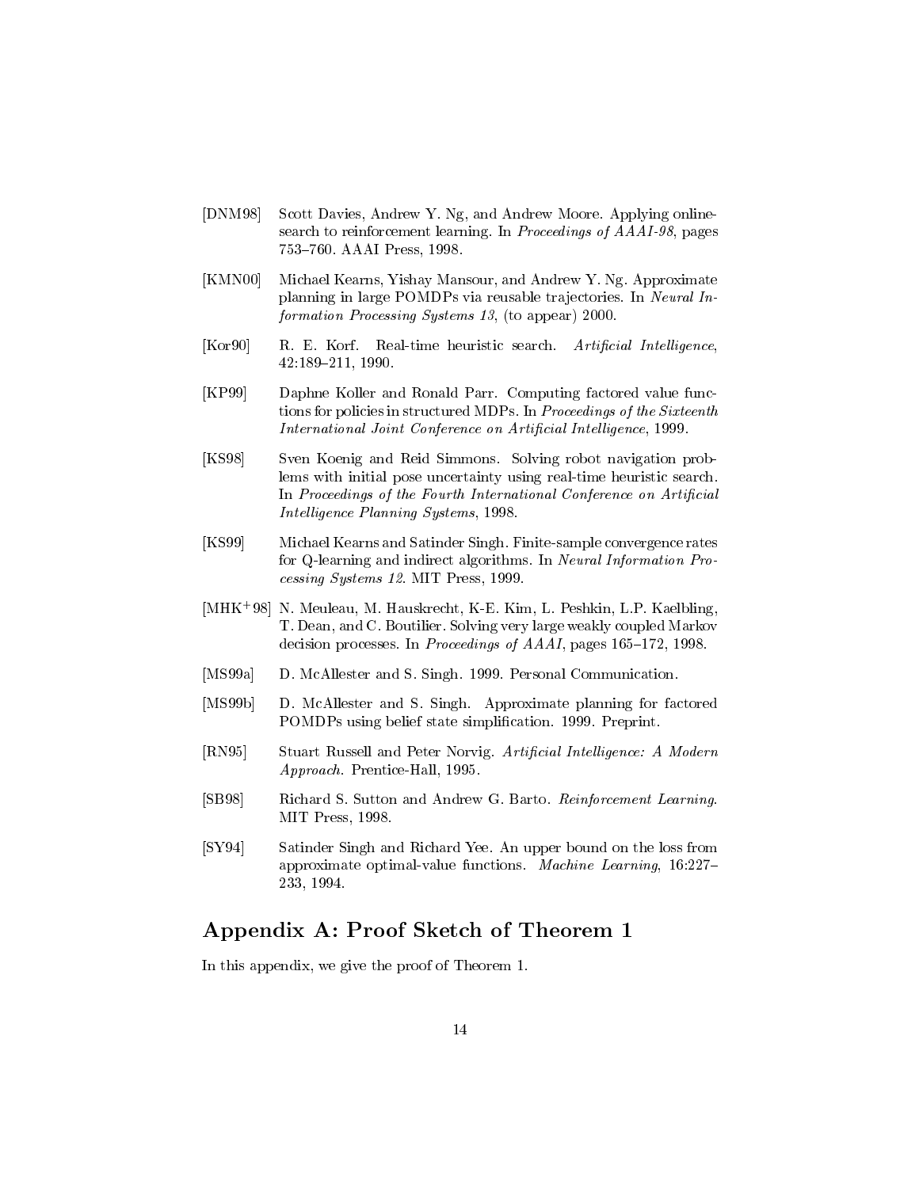[DNM98] Scott Davies, Andrew Y. Ng, and Andrew Moore. Applying online-search to reinforcement learning. In *Proceedings of AAAI-98*, pages 753–760. AAAI Press, 1998.

[KMN00] Michael Kearns, Yishay Mansour, and Andrew Y. Ng. Approximate planning in large POMDPs via reusable trajectories. In *Neural Information Processing Systems 13*, (to appear) 2000.

[Kor90] R. E. Korf. Real-time heuristic search. *Artificial Intelligence*, 42:189–211, 1990.

[KP99] Daphne Koller and Ronald Parr. Computing factored value functions for policies in structured MDPs. In *Proceedings of the Sixteenth International Joint Conference on Artificial Intelligence*, 1999.

[KS98] Sven Koenig and Reid Simmons. Solving robot navigation problems with initial pose uncertainty using real-time heuristic search. In *Proceedings of the Fourth International Conference on Artificial Intelligence Planning Systems*, 1998.

[KS99] Michael Kearns and Satinder Singh. Finite-sample convergence rates for Q-learning and indirect algorithms. In *Neural Information Processing Systems 12*. MIT Press, 1999.

[MHK+98] N. Meuleau, M. Hauskrecht, K-E. Kim, L. Peshkin, L.P. Kaelbling, T. Dean, and C. Boutilier. Solving very large weakly coupled Markov decision processes. In *Proceedings of AAAI*, pages 165–172, 1998.

[MS99a] D. McAllester and S. Singh. 1999. Personal Communication.

[MS99b] D. McAllester and S. Singh. Approximate planning for factored POMDPs using belief state simplification. 1999. Preprint.

[RN95] Stuart Russell and Peter Norvig. *Artificial Intelligence: A Modern Approach*. Prentice-Hall, 1995.

[SB98] Richard S. Sutton and Andrew G. Barto. *Reinforcement Learning*. MIT Press, 1998.

[SY94] Satinder Singh and Richard Yee. An upper bound on the loss from approximate optimal-value functions. *Machine Learning*, 16:227–233, 1994.

## Appendix A: Proof Sketch of Theorem 1

In this appendix, we give the proof of Theorem 1.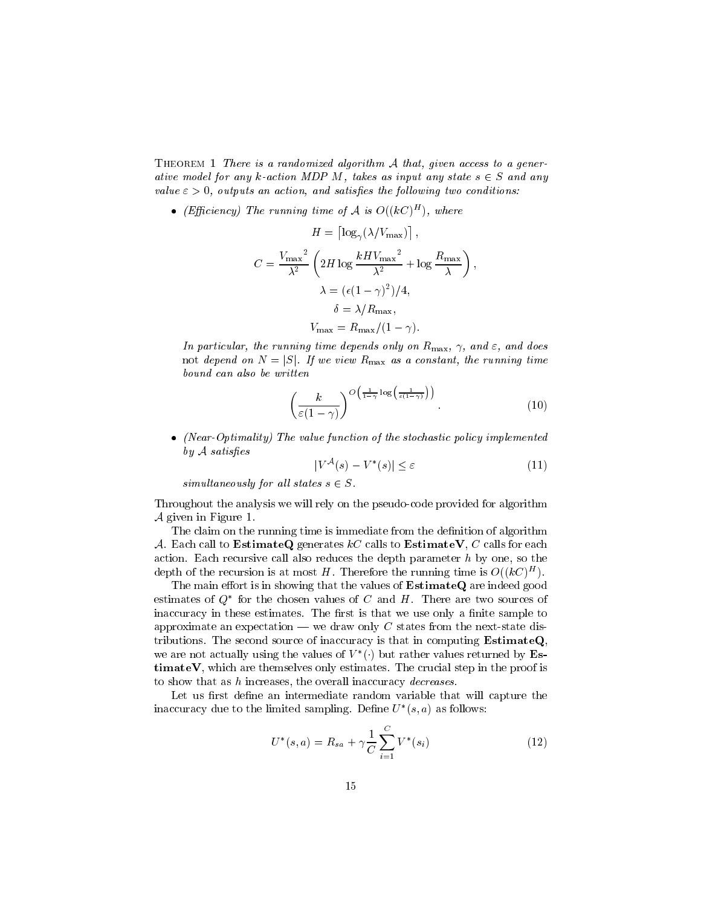**Theorem 1** *There is a randomized algorithm $\mathcal{A}$ that, given access to a generative model for any $k$-action MDP $M$, takes as input any state $s \in S$ and any value $\varepsilon > 0$, outputs an action, and satisfies the following two conditions:*

- *(Efficiency) The running time of $\mathcal{A}$ is $O((kC)^H)$, where*

$$H = \left\lceil \log_\gamma(\lambda/V_{\max}) \right\rceil,$$

$$C = \frac{{V_{\max}}^2}{\lambda^2}\left(2H \log \frac{kH{V_{\max}}^2}{\lambda^2} + \log \frac{R_{\max}}{\lambda}\right),$$

$$\lambda = (\epsilon(1-\gamma)^2)/4,$$

$$\delta = \lambda/R_{\max},$$

$$V_{\max} = R_{\max}/(1-\gamma).$$

  *In particular, the running time depends only on $R_{\max}$, $\gamma$, and $\varepsilon$, and does* not *depend on $N = |S|$. If we view $R_{\max}$ as a constant, the running time bound can also be written*

$$\left(\frac{k}{\varepsilon(1-\gamma)}\right)^{O\left(\frac{1}{1-\gamma}\log\left(\frac{1}{\varepsilon(1-\gamma)}\right)\right)}. \tag{10}$$

- *(Near-Optimality) The value function of the stochastic policy implemented by $\mathcal{A}$ satisfies*

$$|V^{\mathcal{A}}(s) - V^*(s)| \le \varepsilon \tag{11}$$

  *simultaneously for all states $s \in S$.*

Throughout the analysis we will rely on the pseudo-code provided for algorithm $\mathcal{A}$ given in Figure 1.

The claim on the running time is immediate from the definition of algorithm $\mathcal{A}$. Each call to **EstimateQ** generates $kC$ calls to **EstimateV**, $C$ calls for each action. Each recursive call also reduces the depth parameter $h$ by one, so the depth of the recursion is at most $H$. Therefore the running time is $O((kC)^H)$.

The main effort is in showing that the values of **EstimateQ** are indeed good estimates of $Q^*$ for the chosen values of $C$ and $H$. There are two sources of inaccuracy in these estimates. The first is that we use only a finite sample to approximate an expectation — we draw only $C$ states from the next-state distributions. The second source of inaccuracy is that in computing **EstimateQ**, we are not actually using the values of $V^*(\cdot)$ but rather values returned by **EstimateV**, which are themselves only estimates. The crucial step in the proof is to show that as $h$ increases, the overall inaccuracy *decreases*.

Let us first define an intermediate random variable that will capture the inaccuracy due to the limited sampling. Define $U^*(s,a)$ as follows:

$$U^*(s,a) = R_{sa} + \gamma \frac{1}{C}\sum_{i=1}^{C} V^*(s_i) \tag{12}$$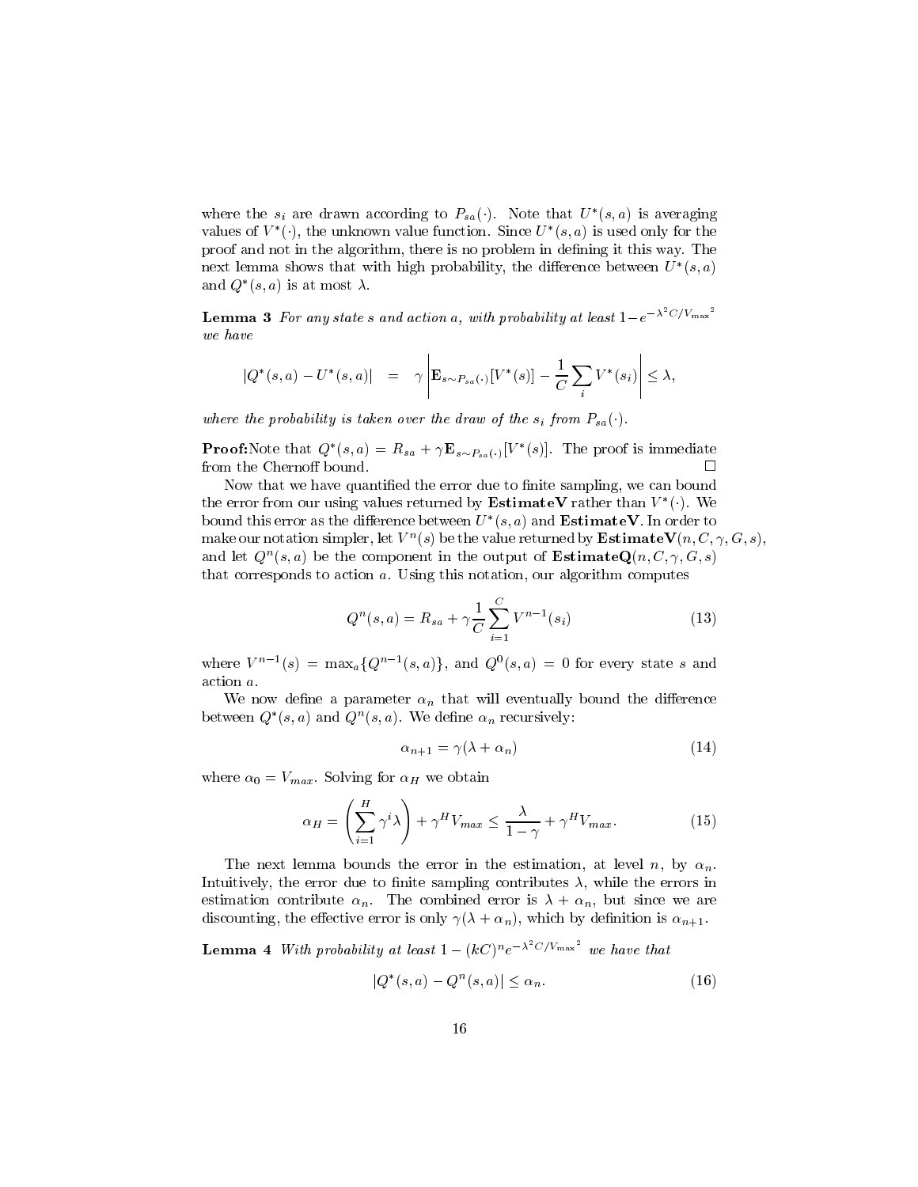where the $s_i$ are drawn according to $P_{sa}(\cdot)$. Note that $U^*(s,a)$ is averaging values of $V^*(\cdot)$, the unknown value function. Since $U^*(s,a)$ is used only for the proof and not in the algorithm, there is no problem in defining it this way. The next lemma shows that with high probability, the difference between $U^*(s,a)$ and $Q^*(s,a)$ is at most $\lambda$.

**Lemma 3** *For any state $s$ and action $a$, with probability at least $1-e^{-\lambda^2 C/V_{\max}{}^2}$ we have*

$$|Q^*(s,a) - U^*(s,a)| \quad = \quad \gamma \left| \mathbf{E}_{s \sim P_{sa}(\cdot)}[V^*(s)] - \frac{1}{C}\sum_i V^*(s_i) \right| \leq \lambda,$$

*where the probability is taken over the draw of the $s_i$ from $P_{sa}(\cdot)$.*

**Proof:** Note that $Q^*(s,a) = R_{sa} + \gamma \mathbf{E}_{s\sim P_{sa}(\cdot)}[V^*(s)]$. The proof is immediate from the Chernoff bound. □

Now that we have quantified the error due to finite sampling, we can bound the error from our using values returned by **EstimateV** rather than $V^*(\cdot)$. We bound this error as the difference between $U^*(s,a)$ and **EstimateV**. In order to make our notation simpler, let $V^n(s)$ be the value returned by **EstimateV**$(n, C, \gamma, G, s)$, and let $Q^n(s,a)$ be the component in the output of **EstimateQ**$(n, C, \gamma, G, s)$ that corresponds to action $a$. Using this notation, our algorithm computes

$$Q^n(s,a) = R_{sa} + \gamma \frac{1}{C} \sum_{i=1}^{C} V^{n-1}(s_i) \tag{13}$$

where $V^{n-1}(s) = \max_a\{Q^{n-1}(s,a)\}$, and $Q^0(s,a) = 0$ for every state $s$ and action $a$.

We now define a parameter $\alpha_n$ that will eventually bound the difference between $Q^*(s,a)$ and $Q^n(s,a)$. We define $\alpha_n$ recursively:

$$\alpha_{n+1} = \gamma(\lambda + \alpha_n) \tag{14}$$

where $\alpha_0 = V_{max}$. Solving for $\alpha_H$ we obtain

$$\alpha_H = \left(\sum_{i=1}^{H} \gamma^i \lambda\right) + \gamma^H V_{max} \leq \frac{\lambda}{1-\gamma} + \gamma^H V_{max}. \tag{15}$$

The next lemma bounds the error in the estimation, at level $n$, by $\alpha_n$. Intuitively, the error due to finite sampling contributes $\lambda$, while the errors in estimation contribute $\alpha_n$. The combined error is $\lambda + \alpha_n$, but since we are discounting, the effective error is only $\gamma(\lambda + \alpha_n)$, which by definition is $\alpha_{n+1}$.

**Lemma 4** *With probability at least $1 - (kC)^n e^{-\lambda^2 C/V_{\max}{}^2}$ we have that*

$$|Q^*(s,a) - Q^n(s,a)| \leq \alpha_n. \tag{16}$$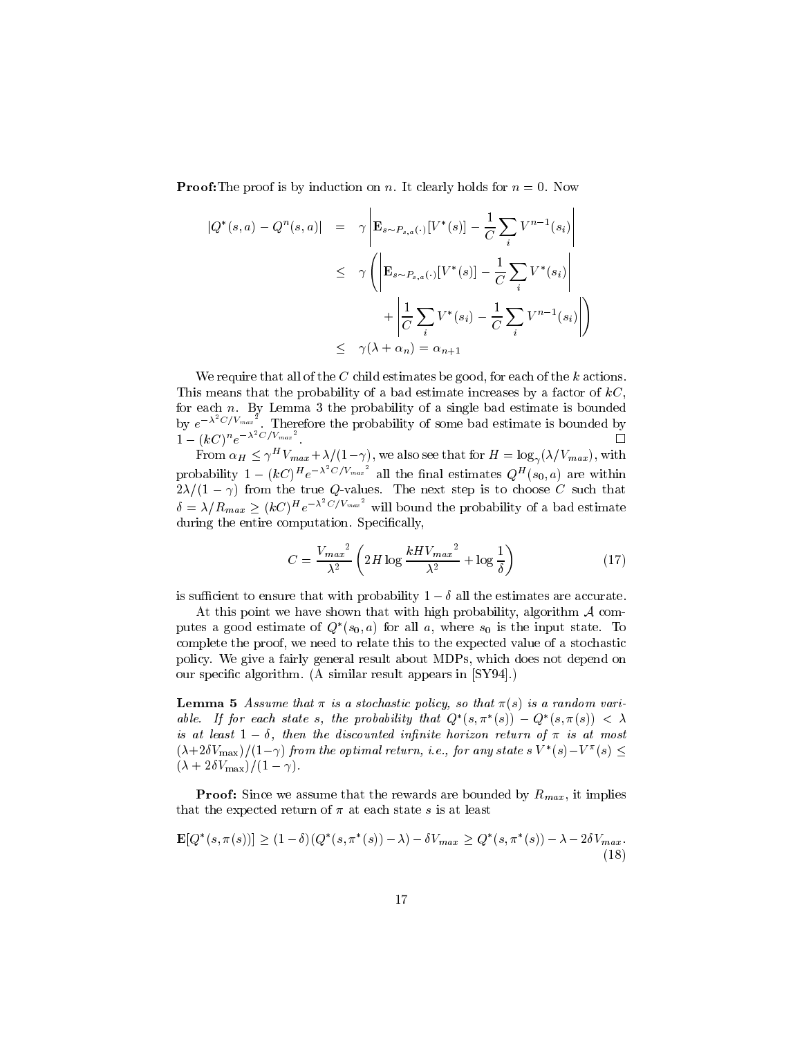**Proof:** The proof is by induction on $n$. It clearly holds for $n = 0$. Now

$$
\begin{aligned}
|Q^*(s,a) - Q^n(s,a)| &= \gamma \left| \mathbf{E}_{s \sim P_{s,a}(\cdot)}[V^*(s)] - \frac{1}{C}\sum_i V^{n-1}(s_i) \right| \\
&\leq \gamma \left( \left| \mathbf{E}_{s \sim P_{s,a}(\cdot)}[V^*(s)] - \frac{1}{C}\sum_i V^*(s_i) \right| \right. \\
&\qquad \left. + \left| \frac{1}{C}\sum_i V^*(s_i) - \frac{1}{C}\sum_i V^{n-1}(s_i) \right| \right) \\
&\leq \gamma(\lambda + \alpha_n) = \alpha_{n+1}
\end{aligned}
$$

We require that all of the $C$ child estimates be good, for each of the $k$ actions. This means that the probability of a bad estimate increases by a factor of $kC$, for each $n$. By Lemma 3 the probability of a single bad estimate is bounded by $e^{-\lambda^2 C/V_{max}{}^2}$. Therefore the probability of some bad estimate is bounded by $1 - (kC)^n e^{-\lambda^2 C/V_{max}{}^2}$. $\square$

From $\alpha_H \leq \gamma^H V_{max} + \lambda/(1-\gamma)$, we also see that for $H = \log_\gamma(\lambda/V_{max})$, with probability $1 - (kC)^H e^{-\lambda^2 C/V_{max}{}^2}$ all the final estimates $Q^H(s_0, a)$ are within $2\lambda/(1-\gamma)$ from the true $Q$-values. The next step is to choose $C$ such that $\delta = \lambda/R_{max} \geq (kC)^H e^{-\lambda^2 C/V_{max}{}^2}$ will bound the probability of a bad estimate during the entire computation. Specifically,

$$
C = \frac{V_{max}{}^2}{\lambda^2}\left(2H \log \frac{kHV_{max}{}^2}{\lambda^2} + \log \frac{1}{\delta}\right) \tag{17}
$$

is sufficient to ensure that with probability $1 - \delta$ all the estimates are accurate.

At this point we have shown that with high probability, algorithm $\mathcal{A}$ computes a good estimate of $Q^*(s_0, a)$ for all $a$, where $s_0$ is the input state. To complete the proof, we need to relate this to the expected value of a stochastic policy. We give a fairly general result about MDPs, which does not depend on our specific algorithm. (A similar result appears in [SY94].)

**Lemma 5** *Assume that $\pi$ is a stochastic policy, so that $\pi(s)$ is a random variable. If for each state $s$, the probability that $Q^*(s, \pi^*(s)) - Q^*(s, \pi(s)) < \lambda$ is at least $1 - \delta$, then the discounted infinite horizon return of $\pi$ is at most $(\lambda + 2\delta V_{\max})/(1-\gamma)$ from the optimal return, i.e., for any state $s$ $V^*(s) - V^\pi(s) \leq (\lambda + 2\delta V_{\max})/(1-\gamma)$.*

**Proof:** Since we assume that the rewards are bounded by $R_{max}$, it implies that the expected return of $\pi$ at each state $s$ is at least

$$
\mathbf{E}[Q^*(s, \pi(s))] \geq (1-\delta)(Q^*(s, \pi^*(s)) - \lambda) - \delta V_{max} \geq Q^*(s, \pi^*(s)) - \lambda - 2\delta V_{max}. \tag{18}
$$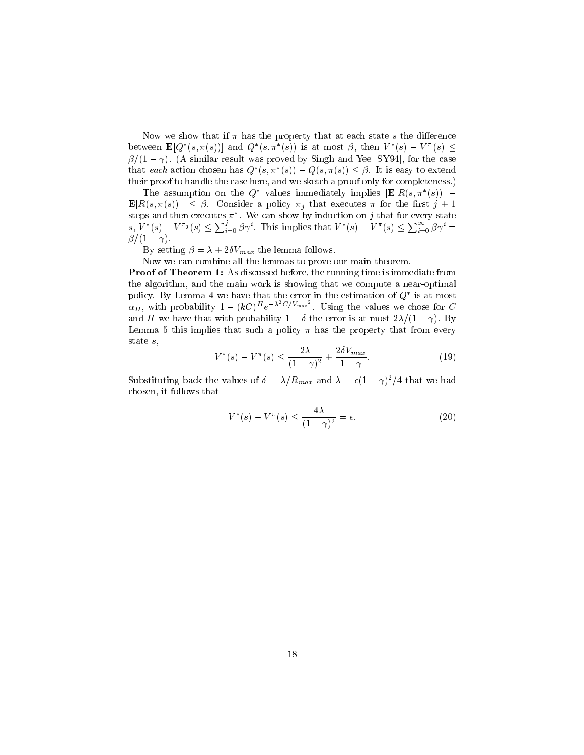Now we show that if $\pi$ has the property that at each state $s$ the difference between $\mathbf{E}[Q^*(s, \pi(s))]$ and $Q^*(s, \pi^*(s))$ is at most $\beta$, then $V^*(s) - V^\pi(s) \leq \beta/(1-\gamma)$. (A similar result was proved by Singh and Yee [SY94], for the case that *each* action chosen has $Q^*(s, \pi^*(s)) - Q(s, \pi(s)) \leq \beta$. It is easy to extend their proof to handle the case here, and we sketch a proof only for completeness.)

The assumption on the $Q^*$ values immediately implies $|\mathbf{E}[R(s, \pi^*(s))] - \mathbf{E}[R(s, \pi(s))]| \leq \beta$. Consider a policy $\pi_j$ that executes $\pi$ for the first $j+1$ steps and then executes $\pi^*$. We can show by induction on $j$ that for every state $s$, $V^*(s) - V^{\pi_j}(s) \leq \sum_{i=0}^{j} \beta \gamma^i$. This implies that $V^*(s) - V^\pi(s) \leq \sum_{i=0}^{\infty} \beta \gamma^i = \beta/(1-\gamma)$.

By setting $\beta = \lambda + 2\delta V_{max}$ the lemma follows. □

Now we can combine all the lemmas to prove our main theorem.

**Proof of Theorem 1:** As discussed before, the running time is immediate from the algorithm, and the main work is showing that we compute a near-optimal policy. By Lemma 4 we have that the error in the estimation of $Q^*$ is at most $\alpha_H$, with probability $1 - (kC)^H e^{-\lambda^2 C / V_{max}{}^2}$. Using the values we chose for $C$ and $H$ we have that with probability $1-\delta$ the error is at most $2\lambda/(1-\gamma)$. By Lemma 5 this implies that such a policy $\pi$ has the property that from every state $s$,

$$V^*(s) - V^\pi(s) \leq \frac{2\lambda}{(1-\gamma)^2} + \frac{2\delta V_{max}}{1-\gamma}. \tag{19}$$

Substituting back the values of $\delta = \lambda / R_{max}$ and $\lambda = \epsilon(1-\gamma)^2/4$ that we had chosen, it follows that

$$V^*(s) - V^\pi(s) \leq \frac{4\lambda}{(1-\gamma)^2} = \epsilon. \tag{20}$$

□